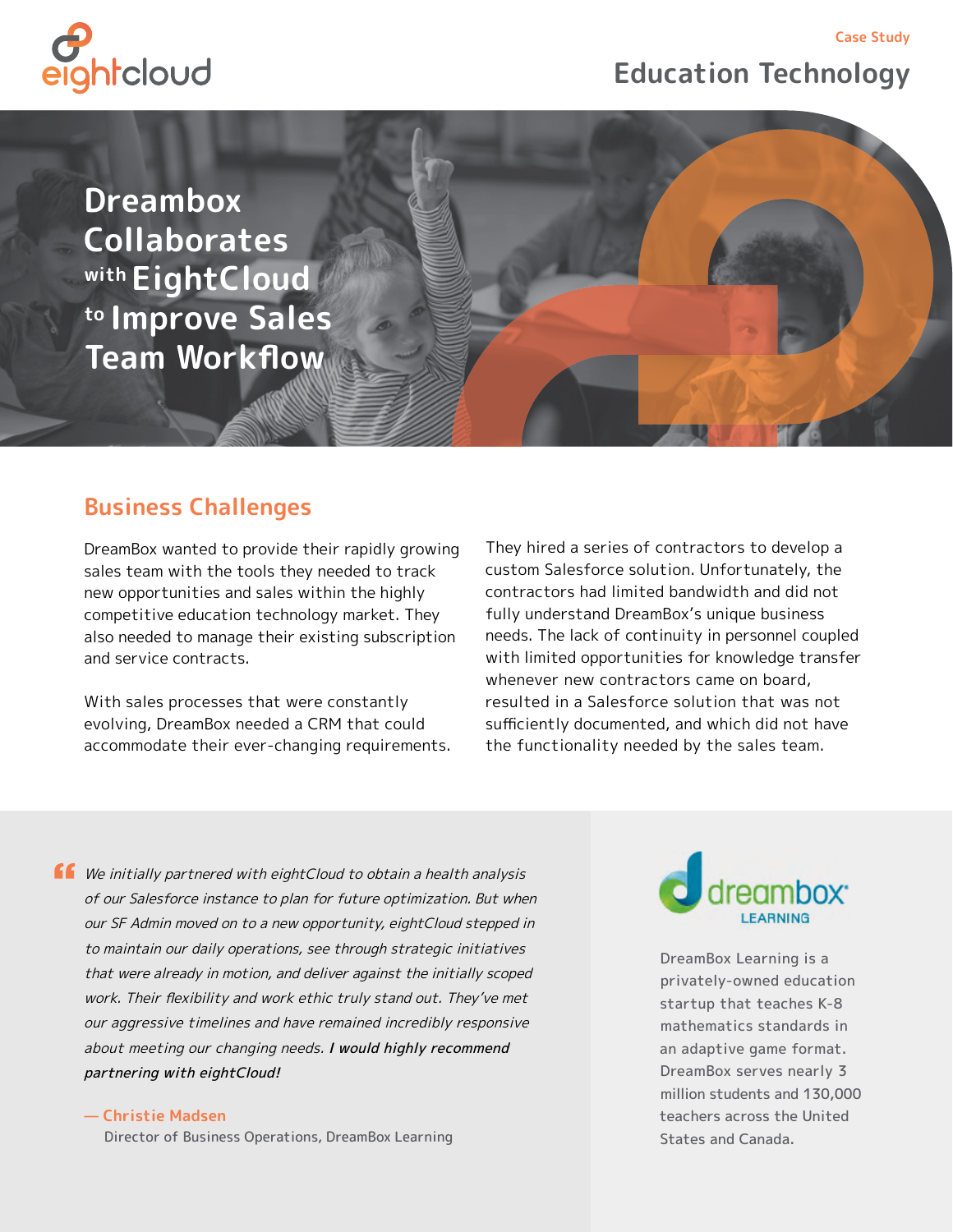Case Study

# Education Technology

# Dreambox Collaborates with EightCloud to Improve Sales Team Workflow

## Business Challenges

DreamBox wanted to provide their rapidly growing sales team with the tools they needed to track new opportunities and sales within the highly competitive education technology market. They also needed to manage their existing subscription and service contracts.

With sales processes that were constantly evolving, DreamBox needed a CRM that could accommodate their ever-changing requirements.

They hired a series of contractors to develop a custom Salesforce solution. Unfortunately, the contractors had limited bandwidth and did not fully understand DreamBox's unique business needs. The lack of continuity in personnel coupled with limited opportunities for knowledge transfer whenever new contractors came on board, resulted in a Salesforce solution that was not sufficiently documented, and which did not have the functionality needed by the sales team.

> *We initially partnered with eightCloud to obtain a health analysis of our Salesforce instance to plan for future optimization. But when our SF Admin moved on to a new opportunity, eightCloud stepped in to maintain our daily operations, see through strategic initiatives that were already in motion, and deliver against the initially scoped work. Their flexibility and work ethic truly stand out. They've met our aggressive timelines and have remained incredibly responsive about meeting our changing needs.* ***I would highly recommend partnering with eightCloud!***
>
> — Christie Madsen
> Director of Business Operations, DreamBox Learning

DreamBox Learning is a privately-owned education startup that teaches K-8 mathematics standards in an adaptive game format. DreamBox serves nearly 3 million students and 130,000 teachers across the United States and Canada.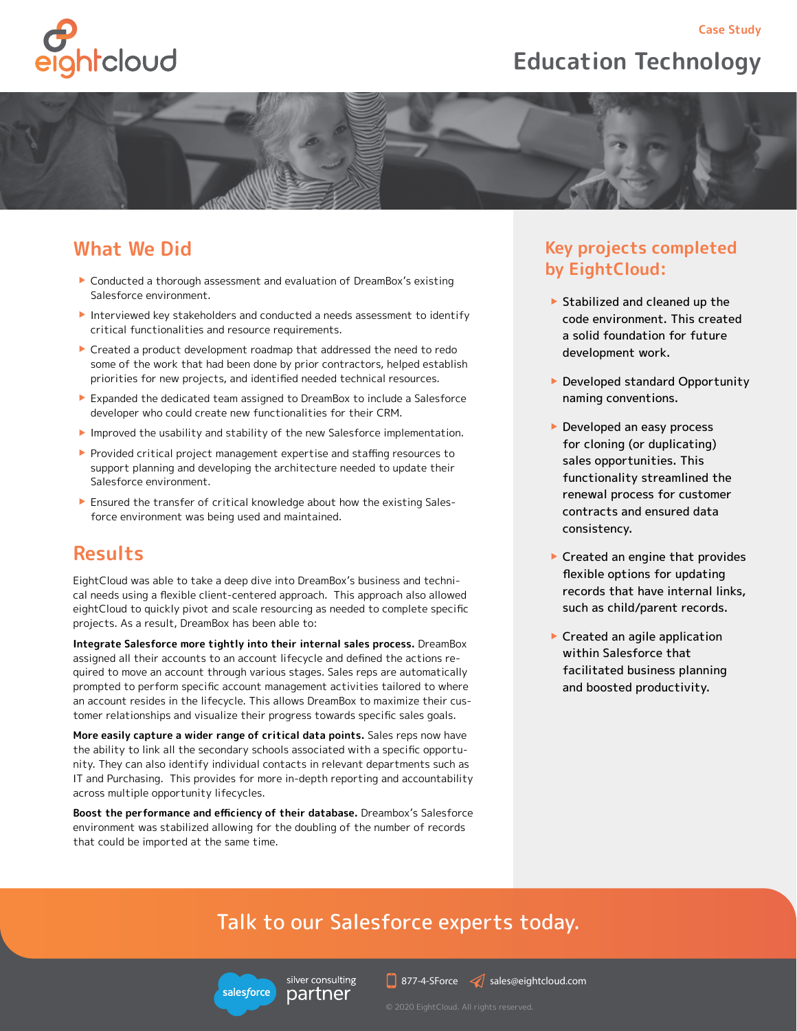Case Study

# Education Technology

## What We Did

- Conducted a thorough assessment and evaluation of DreamBox's existing Salesforce environment.
- Interviewed key stakeholders and conducted a needs assessment to identify critical functionalities and resource requirements.
- Created a product development roadmap that addressed the need to redo some of the work that had been done by prior contractors, helped establish priorities for new projects, and identified needed technical resources.
- Expanded the dedicated team assigned to DreamBox to include a Salesforce developer who could create new functionalities for their CRM.
- Improved the usability and stability of the new Salesforce implementation.
- Provided critical project management expertise and staffing resources to support planning and developing the architecture needed to update their Salesforce environment.
- Ensured the transfer of critical knowledge about how the existing Salesforce environment was being used and maintained.

## Results

EightCloud was able to take a deep dive into DreamBox's business and technical needs using a flexible client-centered approach. This approach also allowed eightCloud to quickly pivot and scale resourcing as needed to complete specific projects. As a result, DreamBox has been able to:

**Integrate Salesforce more tightly into their internal sales process.** DreamBox assigned all their accounts to an account lifecycle and defined the actions required to move an account through various stages. Sales reps are automatically prompted to perform specific account management activities tailored to where an account resides in the lifecycle. This allows DreamBox to maximize their customer relationships and visualize their progress towards specific sales goals.

**More easily capture a wider range of critical data points.** Sales reps now have the ability to link all the secondary schools associated with a specific opportunity. They can also identify individual contacts in relevant departments such as IT and Purchasing. This provides for more in-depth reporting and accountability across multiple opportunity lifecycles.

**Boost the performance and efficiency of their database.** Dreambox's Salesforce environment was stabilized allowing for the doubling of the number of records that could be imported at the same time.

## Key projects completed by EightCloud:

- Stabilized and cleaned up the code environment. This created a solid foundation for future development work.
- Developed standard Opportunity naming conventions.
- Developed an easy process for cloning (or duplicating) sales opportunities. This functionality streamlined the renewal process for customer contracts and ensured data consistency.
- Created an engine that provides flexible options for updating records that have internal links, such as child/parent records.
- Created an agile application within Salesforce that facilitated business planning and boosted productivity.

Talk to our Salesforce experts today.

salesforce silver consulting partner

877-4-SForce sales@eightcloud.com

© 2020 EightCloud. All rights reserved.